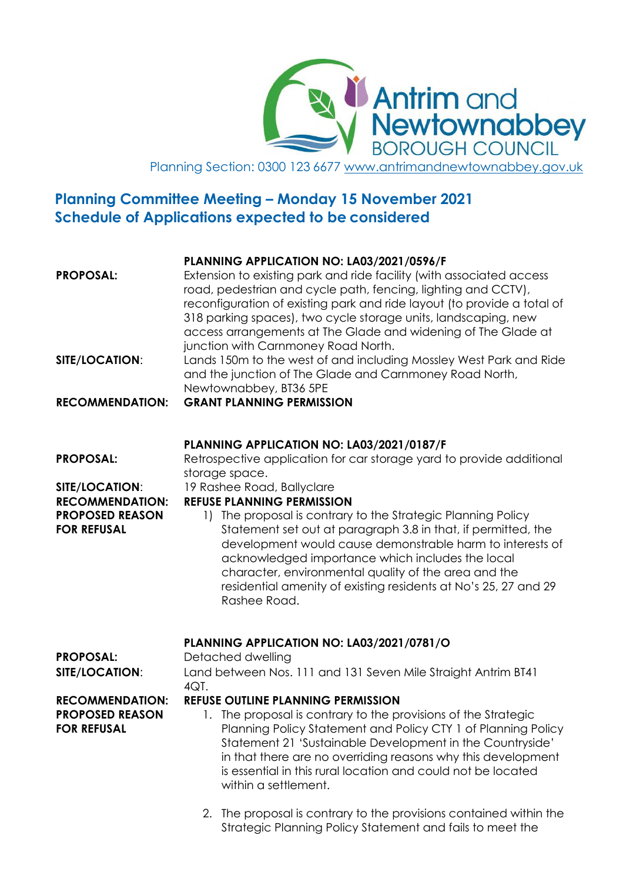Antrim and Newtownabbey BOROUGH COUNCIL

Planning Section: 0300 123 6677 www.antrimandnewtownabbey.gov.uk

## Planning Committee Meeting – Monday 15 November 2021
## Schedule of Applications expected to be considered

**PLANNING APPLICATION NO: LA03/2021/0596/F**

**PROPOSAL:** Extension to existing park and ride facility (with associated access road, pedestrian and cycle path, fencing, lighting and CCTV), reconfiguration of existing park and ride layout (to provide a total of 318 parking spaces), two cycle storage units, landscaping, new access arrangements at The Glade and widening of The Glade at junction with Carnmoney Road North.

**SITE/LOCATION:** Lands 150m to the west of and including Mossley West Park and Ride and the junction of The Glade and Carnmoney Road North, Newtownabbey, BT36 5PE

**RECOMMENDATION:** **GRANT PLANNING PERMISSION**

**PLANNING APPLICATION NO: LA03/2021/0187/F**

**PROPOSAL:** Retrospective application for car storage yard to provide additional storage space.

**SITE/LOCATION:** 19 Rashee Road, Ballyclare

**RECOMMENDATION:** **REFUSE PLANNING PERMISSION**

**PROPOSED REASON FOR REFUSAL**

1) The proposal is contrary to the Strategic Planning Policy Statement set out at paragraph 3.8 in that, if permitted, the development would cause demonstrable harm to interests of acknowledged importance which includes the local character, environmental quality of the area and the residential amenity of existing residents at No's 25, 27 and 29 Rashee Road.

**PLANNING APPLICATION NO: LA03/2021/0781/O**

**PROPOSAL:** Detached dwelling

**SITE/LOCATION:** Land between Nos. 111 and 131 Seven Mile Straight Antrim BT41 4QT.

**RECOMMENDATION:** **REFUSE OUTLINE PLANNING PERMISSION**

**PROPOSED REASON FOR REFUSAL**

1. The proposal is contrary to the provisions of the Strategic Planning Policy Statement and Policy CTY 1 of Planning Policy Statement 21 'Sustainable Development in the Countryside' in that there are no overriding reasons why this development is essential in this rural location and could not be located within a settlement.

2. The proposal is contrary to the provisions contained within the Strategic Planning Policy Statement and fails to meet the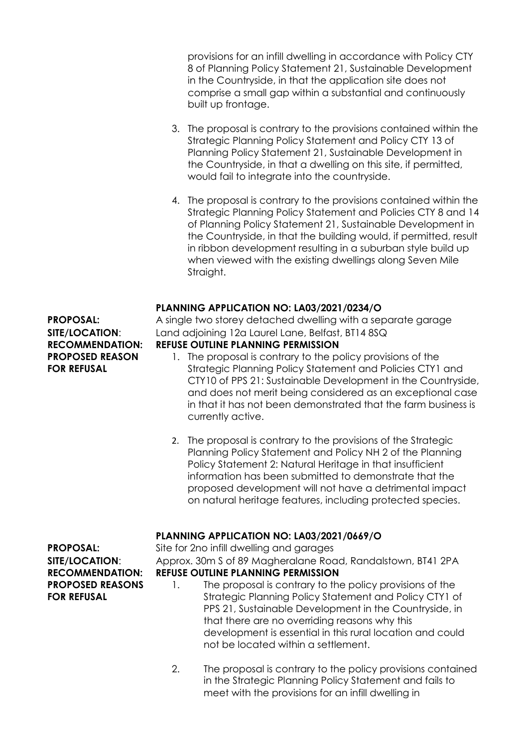provisions for an infill dwelling in accordance with Policy CTY 8 of Planning Policy Statement 21, Sustainable Development in the Countryside, in that the application site does not comprise a small gap within a substantial and continuously built up frontage.

3. The proposal is contrary to the provisions contained within the Strategic Planning Policy Statement and Policy CTY 13 of Planning Policy Statement 21, Sustainable Development in the Countryside, in that a dwelling on this site, if permitted, would fail to integrate into the countryside.

4. The proposal is contrary to the provisions contained within the Strategic Planning Policy Statement and Policies CTY 8 and 14 of Planning Policy Statement 21, Sustainable Development in the Countryside, in that the building would, if permitted, result in ribbon development resulting in a suburban style build up when viewed with the existing dwellings along Seven Mile Straight.

**PLANNING APPLICATION NO: LA03/2021/0234/O**

**PROPOSAL:** A single two storey detached dwelling with a separate garage

**SITE/LOCATION**: Land adjoining 12a Laurel Lane, Belfast, BT14 8SQ

**RECOMMENDATION: REFUSE OUTLINE PLANNING PERMISSION**

**PROPOSED REASON FOR REFUSAL**

1. The proposal is contrary to the policy provisions of the Strategic Planning Policy Statement and Policies CTY1 and CTY10 of PPS 21: Sustainable Development in the Countryside, and does not merit being considered as an exceptional case in that it has not been demonstrated that the farm business is currently active.

2. The proposal is contrary to the provisions of the Strategic Planning Policy Statement and Policy NH 2 of the Planning Policy Statement 2: Natural Heritage in that insufficient information has been submitted to demonstrate that the proposed development will not have a detrimental impact on natural heritage features, including protected species.

**PLANNING APPLICATION NO: LA03/2021/0669/O**

**PROPOSAL:** Site for 2no infill dwelling and garages

**SITE/LOCATION**: Approx. 30m S of 89 Magheralane Road, Randalstown, BT41 2PA

**RECOMMENDATION: REFUSE OUTLINE PLANNING PERMISSION**

**PROPOSED REASONS FOR REFUSAL**

1. The proposal is contrary to the policy provisions of the Strategic Planning Policy Statement and Policy CTY1 of PPS 21, Sustainable Development in the Countryside, in that there are no overriding reasons why this development is essential in this rural location and could not be located within a settlement.

2. The proposal is contrary to the policy provisions contained in the Strategic Planning Policy Statement and fails to meet with the provisions for an infill dwelling in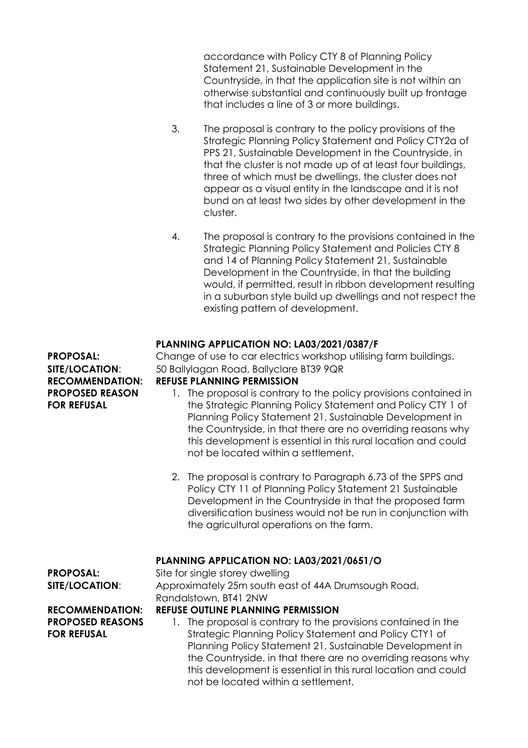accordance with Policy CTY 8 of Planning Policy Statement 21, Sustainable Development in the Countryside, in that the application site is not within an otherwise substantial and continuously built up frontage that includes a line of 3 or more buildings.

3. The proposal is contrary to the policy provisions of the Strategic Planning Policy Statement and Policy CTY2a of PPS 21, Sustainable Development in the Countryside, in that the cluster is not made up of at least four buildings, three of which must be dwellings, the cluster does not appear as a visual entity in the landscape and it is not bund on at least two sides by other development in the cluster.

4. The proposal is contrary to the provisions contained in the Strategic Planning Policy Statement and Policies CTY 8 and 14 of Planning Policy Statement 21, Sustainable Development in the Countryside, in that the building would, if permitted, result in ribbon development resulting in a suburban style build up dwellings and not respect the existing pattern of development.

**PLANNING APPLICATION NO: LA03/2021/0387/F**

**PROPOSAL:** Change of use to car electrics workshop utilising farm buildings.

**SITE/LOCATION**: 50 Ballylagan Road, Ballyclare BT39 9QR

**RECOMMENDATION:** **REFUSE PLANNING PERMISSION**

**PROPOSED REASON FOR REFUSAL**

1. The proposal is contrary to the policy provisions contained in the Strategic Planning Policy Statement and Policy CTY 1 of Planning Policy Statement 21, Sustainable Development in the Countryside, in that there are no overriding reasons why this development is essential in this rural location and could not be located within a settlement.

2. The proposal is contrary to Paragraph 6.73 of the SPPS and Policy CTY 11 of Planning Policy Statement 21 Sustainable Development in the Countryside in that the proposed farm diversification business would not be run in conjunction with the agricultural operations on the farm.

**PLANNING APPLICATION NO: LA03/2021/0651/O**

**PROPOSAL:** Site for single storey dwelling

**SITE/LOCATION**: Approximately 25m south east of 44A Drumsough Road, Randalstown, BT41 2NW

**RECOMMENDATION:** **REFUSE OUTLINE PLANNING PERMISSION**

**PROPOSED REASONS FOR REFUSAL**

1. The proposal is contrary to the provisions contained in the Strategic Planning Policy Statement and Policy CTY1 of Planning Policy Statement 21, Sustainable Development in the Countryside, in that there are no overriding reasons why this development is essential in this rural location and could not be located within a settlement.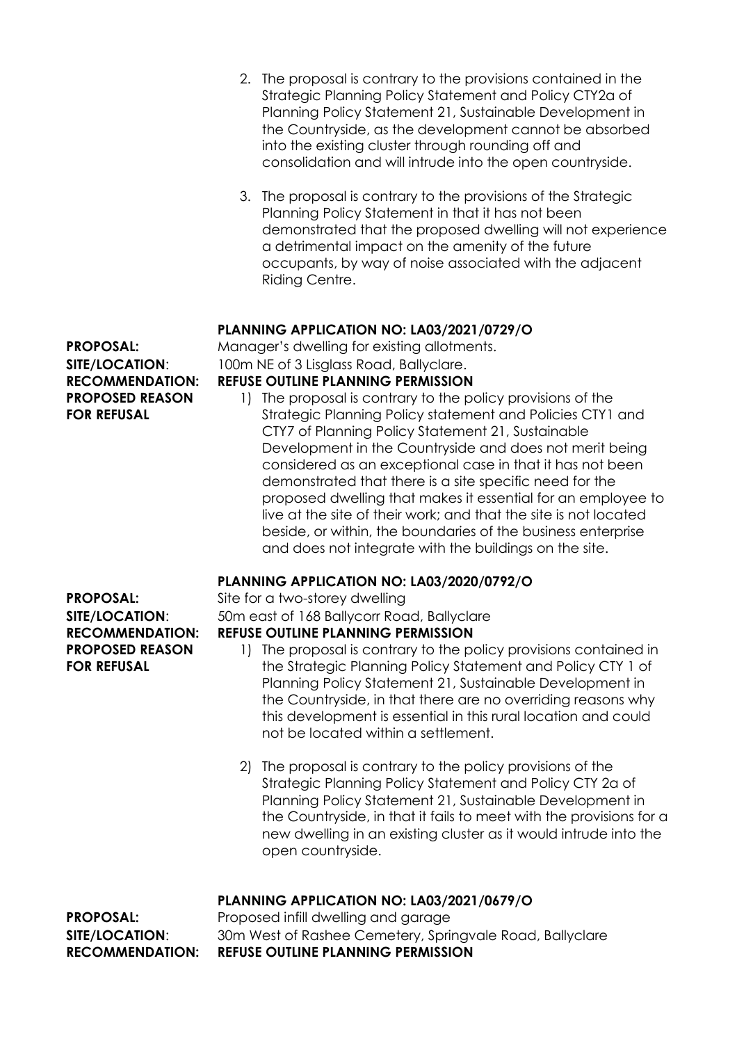2. The proposal is contrary to the provisions contained in the Strategic Planning Policy Statement and Policy CTY2a of Planning Policy Statement 21, Sustainable Development in the Countryside, as the development cannot be absorbed into the existing cluster through rounding off and consolidation and will intrude into the open countryside.

3. The proposal is contrary to the provisions of the Strategic Planning Policy Statement in that it has not been demonstrated that the proposed dwelling will not experience a detrimental impact on the amenity of the future occupants, by way of noise associated with the adjacent Riding Centre.

**PLANNING APPLICATION NO: LA03/2021/0729/O**

**PROPOSAL:** Manager's dwelling for existing allotments.

**SITE/LOCATION**: 100m NE of 3 Lisglass Road, Ballyclare.

**RECOMMENDATION: REFUSE OUTLINE PLANNING PERMISSION**

**PROPOSED REASON FOR REFUSAL**

1) The proposal is contrary to the policy provisions of the Strategic Planning Policy statement and Policies CTY1 and CTY7 of Planning Policy Statement 21, Sustainable Development in the Countryside and does not merit being considered as an exceptional case in that it has not been demonstrated that there is a site specific need for the proposed dwelling that makes it essential for an employee to live at the site of their work; and that the site is not located beside, or within, the boundaries of the business enterprise and does not integrate with the buildings on the site.

**PLANNING APPLICATION NO: LA03/2020/0792/O**

**PROPOSAL:** Site for a two-storey dwelling

**SITE/LOCATION**: 50m east of 168 Ballycorr Road, Ballyclare

**RECOMMENDATION: REFUSE OUTLINE PLANNING PERMISSION**

**PROPOSED REASON FOR REFUSAL**

1) The proposal is contrary to the policy provisions contained in the Strategic Planning Policy Statement and Policy CTY 1 of Planning Policy Statement 21, Sustainable Development in the Countryside, in that there are no overriding reasons why this development is essential in this rural location and could not be located within a settlement.

2) The proposal is contrary to the policy provisions of the Strategic Planning Policy Statement and Policy CTY 2a of Planning Policy Statement 21, Sustainable Development in the Countryside, in that it fails to meet with the provisions for a new dwelling in an existing cluster as it would intrude into the open countryside.

**PLANNING APPLICATION NO: LA03/2021/0679/O**

**PROPOSAL:** Proposed infill dwelling and garage

**SITE/LOCATION**: 30m West of Rashee Cemetery, Springvale Road, Ballyclare

**RECOMMENDATION: REFUSE OUTLINE PLANNING PERMISSION**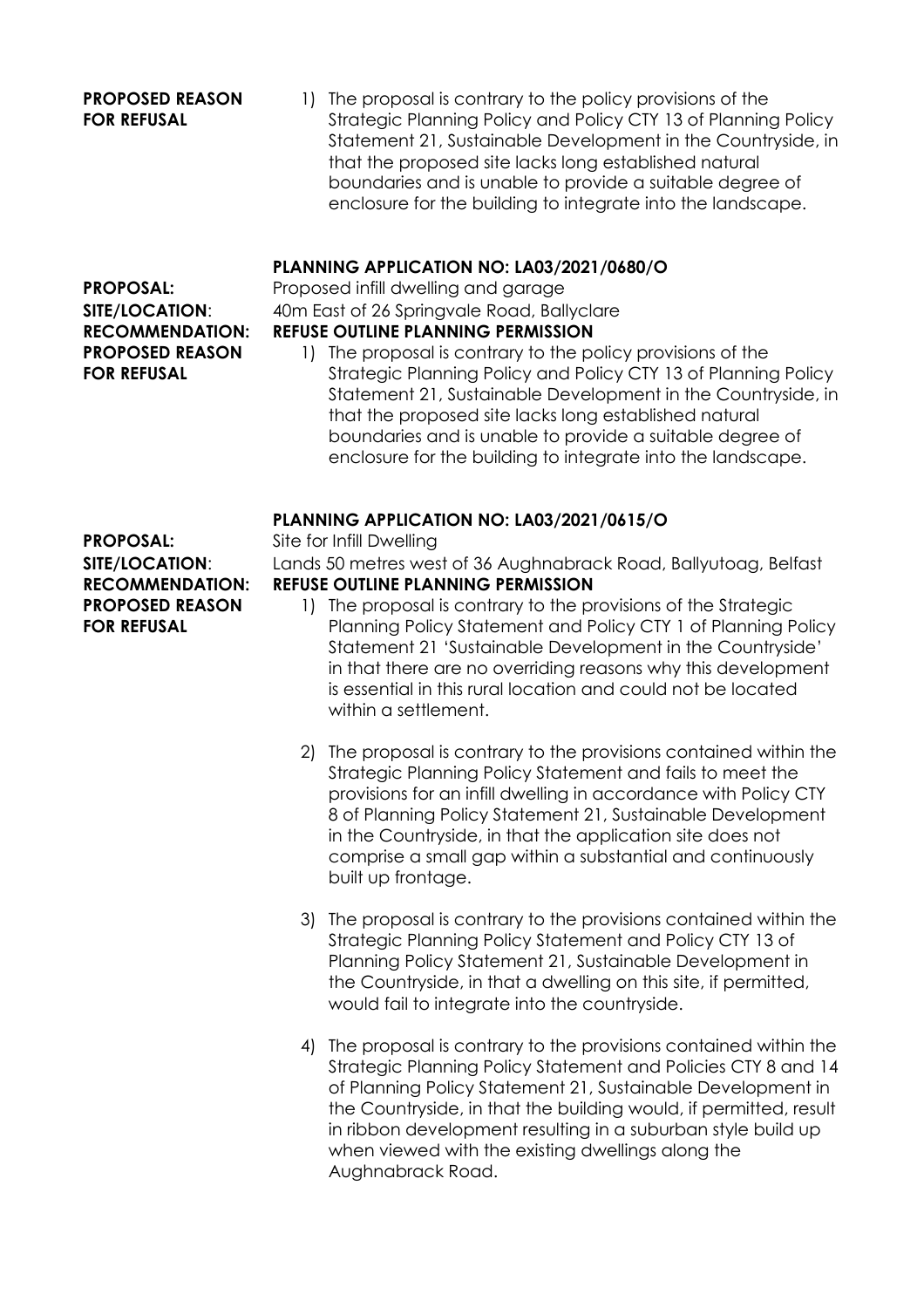**PROPOSED REASON FOR REFUSAL**

1) The proposal is contrary to the policy provisions of the Strategic Planning Policy and Policy CTY 13 of Planning Policy Statement 21, Sustainable Development in the Countryside, in that the proposed site lacks long established natural boundaries and is unable to provide a suitable degree of enclosure for the building to integrate into the landscape.

**PLANNING APPLICATION NO: LA03/2021/0680/O**

**PROPOSAL:** Proposed infill dwelling and garage

**SITE/LOCATION**: 40m East of 26 Springvale Road, Ballyclare

**RECOMMENDATION: REFUSE OUTLINE PLANNING PERMISSION**

**PROPOSED REASON FOR REFUSAL**

1) The proposal is contrary to the policy provisions of the Strategic Planning Policy and Policy CTY 13 of Planning Policy Statement 21, Sustainable Development in the Countryside, in that the proposed site lacks long established natural boundaries and is unable to provide a suitable degree of enclosure for the building to integrate into the landscape.

**PLANNING APPLICATION NO: LA03/2021/0615/O**

**PROPOSAL:** Site for Infill Dwelling

**SITE/LOCATION**: Lands 50 metres west of 36 Aughnabrack Road, Ballyutoag, Belfast

**RECOMMENDATION: REFUSE OUTLINE PLANNING PERMISSION**

**PROPOSED REASON FOR REFUSAL**

1) The proposal is contrary to the provisions of the Strategic Planning Policy Statement and Policy CTY 1 of Planning Policy Statement 21 'Sustainable Development in the Countryside' in that there are no overriding reasons why this development is essential in this rural location and could not be located within a settlement.

2) The proposal is contrary to the provisions contained within the Strategic Planning Policy Statement and fails to meet the provisions for an infill dwelling in accordance with Policy CTY 8 of Planning Policy Statement 21, Sustainable Development in the Countryside, in that the application site does not comprise a small gap within a substantial and continuously built up frontage.

3) The proposal is contrary to the provisions contained within the Strategic Planning Policy Statement and Policy CTY 13 of Planning Policy Statement 21, Sustainable Development in the Countryside, in that a dwelling on this site, if permitted, would fail to integrate into the countryside.

4) The proposal is contrary to the provisions contained within the Strategic Planning Policy Statement and Policies CTY 8 and 14 of Planning Policy Statement 21, Sustainable Development in the Countryside, in that the building would, if permitted, result in ribbon development resulting in a suburban style build up when viewed with the existing dwellings along the Aughnabrack Road.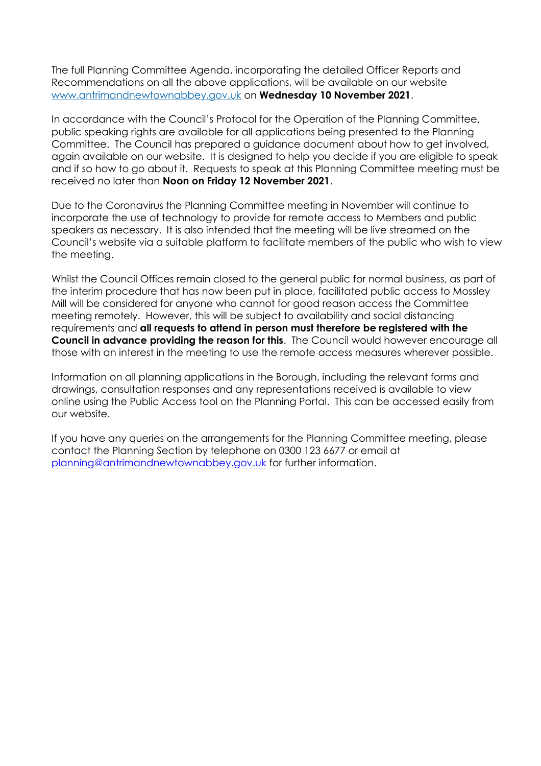The full Planning Committee Agenda, incorporating the detailed Officer Reports and Recommendations on all the above applications, will be available on our website [www.antrimandnewtownabbey.gov.uk](http://www.antrimandnewtownabbey.gov.uk) on **Wednesday 10 November 2021**.

In accordance with the Council's Protocol for the Operation of the Planning Committee, public speaking rights are available for all applications being presented to the Planning Committee. The Council has prepared a guidance document about how to get involved, again available on our website. It is designed to help you decide if you are eligible to speak and if so how to go about it. Requests to speak at this Planning Committee meeting must be received no later than **Noon on Friday 12 November 2021**.

Due to the Coronavirus the Planning Committee meeting in November will continue to incorporate the use of technology to provide for remote access to Members and public speakers as necessary. It is also intended that the meeting will be live streamed on the Council's website via a suitable platform to facilitate members of the public who wish to view the meeting.

Whilst the Council Offices remain closed to the general public for normal business, as part of the interim procedure that has now been put in place, facilitated public access to Mossley Mill will be considered for anyone who cannot for good reason access the Committee meeting remotely. However, this will be subject to availability and social distancing requirements and **all requests to attend in person must therefore be registered with the Council in advance providing the reason for this**. The Council would however encourage all those with an interest in the meeting to use the remote access measures wherever possible.

Information on all planning applications in the Borough, including the relevant forms and drawings, consultation responses and any representations received is available to view online using the Public Access tool on the Planning Portal. This can be accessed easily from our website.

If you have any queries on the arrangements for the Planning Committee meeting, please contact the Planning Section by telephone on 0300 123 6677 or email at [planning@antrimandnewtownabbey.gov.uk](mailto:planning@antrimandnewtownabbey.gov.uk) for further information.